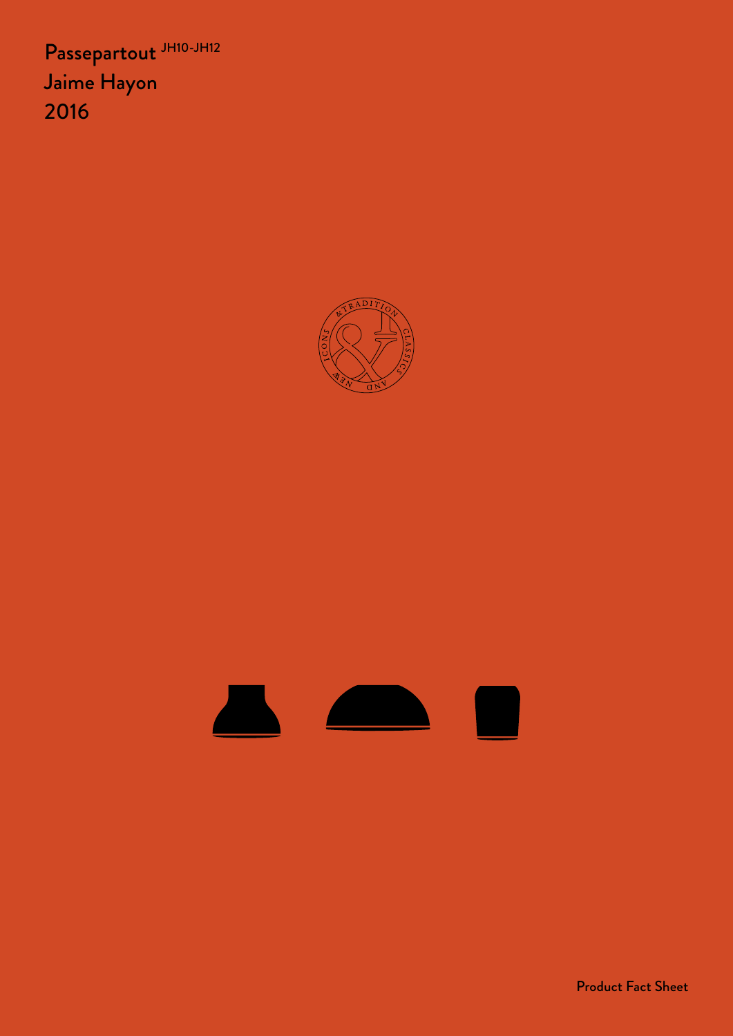# Passepartout JH10-JH12

Jaime Hayon

2016

Product Fact Sheet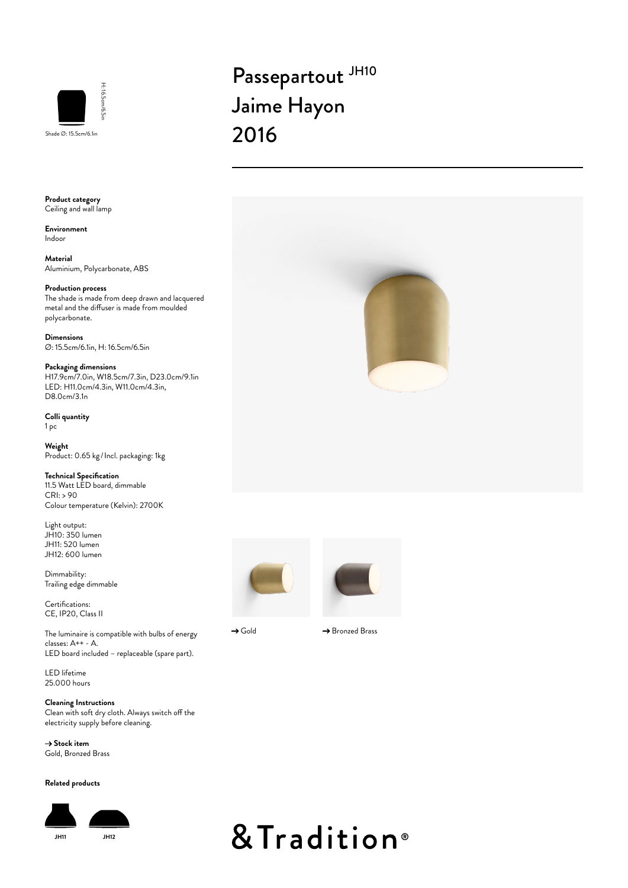# Passepartout JH10
# Jaime Hayon
# 2016

H: 16.5cm/6.5in

Shade Ø: 15.5cm/6.1in

**Product category**
Ceiling and wall lamp

**Environment**
Indoor

**Material**
Aluminium, Polycarbonate, ABS

**Production process**
The shade is made from deep drawn and lacquered metal and the diffuser is made from moulded polycarbonate.

**Dimensions**
Ø: 15.5cm/6.1in, H: 16.5cm/6.5in

**Packaging dimensions**
H17.9cm/7.0in, W18.5cm/7.3in, D23.0cm/9.1in
LED: H11.0cm/4.3in, W11.0cm/4.3in, D8.0cm/3.1n

**Colli quantity**
1 pc

**Weight**
Product: 0.65 kg / Incl. packaging: 1kg

**Technical Specification**
11.5 Watt LED board, dimmable
CRI: > 90
Colour temperature (Kelvin): 2700K

Light output:
JH10: 350 lumen
JH11: 520 lumen
JH12: 600 lumen

Dimmability:
Trailing edge dimmable

Certifications:
CE, IP20, Class II

The luminaire is compatible with bulbs of energy classes: A++ - A.
LED board included – replaceable (spare part).

LED lifetime
25.000 hours

**Cleaning Instructions**
Clean with soft dry cloth. Always switch off the electricity supply before cleaning.

**→ Stock item**
Gold, Bronzed Brass

→ Gold

→ Bronzed Brass

**Related products**

JH11 JH12

&Tradition®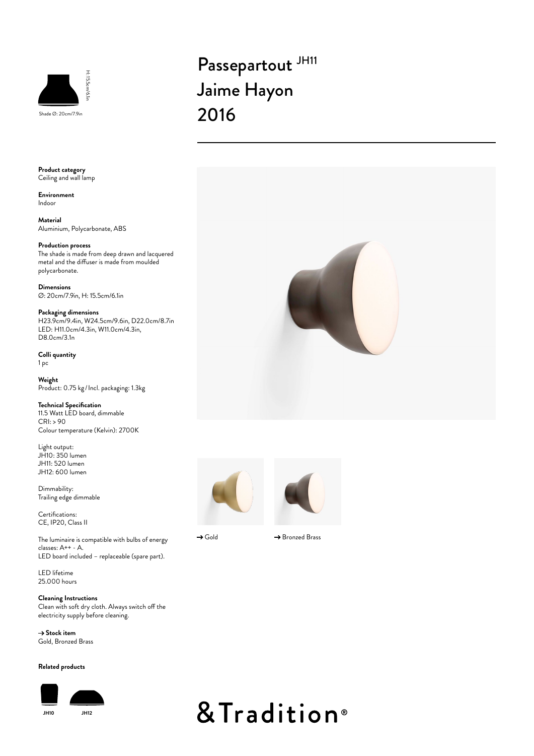H: 15.5cm/6.1in

Shade Ø: 20cm/7.9in

# Passepartout JH11
# Jaime Hayon
# 2016

**Product category**
Ceiling and wall lamp

**Environment**
Indoor

**Material**
Aluminium, Polycarbonate, ABS

**Production process**
The shade is made from deep drawn and lacquered metal and the diffuser is made from moulded polycarbonate.

**Dimensions**
Ø: 20cm/7.9in, H: 15.5cm/6.1in

**Packaging dimensions**
H23.9cm/9.4in, W24.5cm/9.6in, D22.0cm/8.7in
LED: H11.0cm/4.3in, W11.0cm/4.3in, D8.0cm/3.1n

**Colli quantity**
1 pc

**Weight**
Product: 0.75 kg / Incl. packaging: 1.3kg

**Technical Specification**
11.5 Watt LED board, dimmable
CRI: > 90
Colour temperature (Kelvin): 2700K

Light output:
JH10: 350 lumen
JH11: 520 lumen
JH12: 600 lumen

Dimmability:
Trailing edge dimmable

Certifications:
CE, IP20, Class II

The luminaire is compatible with bulbs of energy classes: A++ - A.
LED board included – replaceable (spare part).

LED lifetime
25.000 hours

**Cleaning Instructions**
Clean with soft dry cloth. Always switch off the electricity supply before cleaning.

**→ Stock item**
Gold, Bronzed Brass

**Related products**

JH10 JH12

→ Gold

→ Bronzed Brass

&Tradition®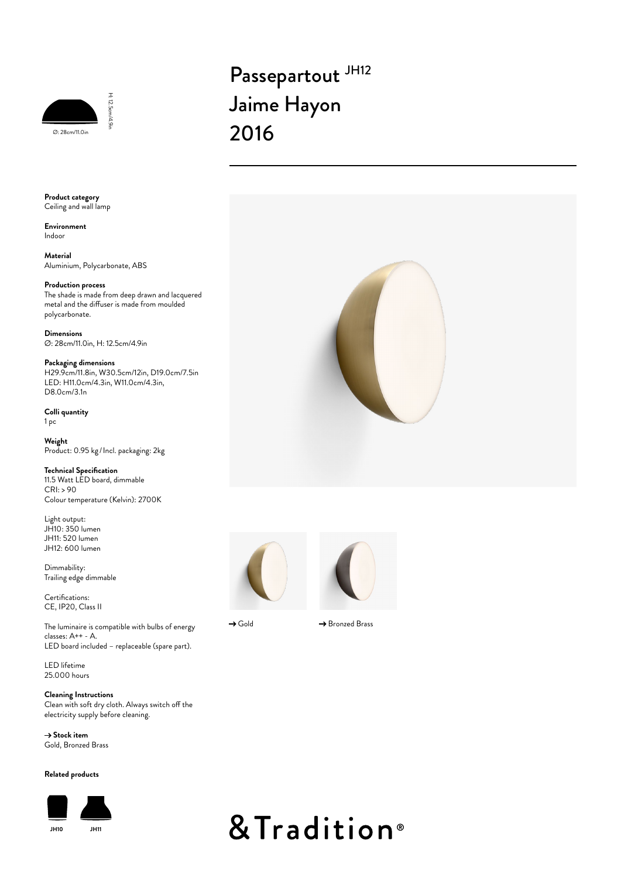# Passepartout [JH12]
# Jaime Hayon
# 2016

H: 12.5cm/4.9in
Ø: 28cm/11.0in

**Product category**
Ceiling and wall lamp

**Environment**
Indoor

**Material**
Aluminium, Polycarbonate, ABS

**Production process**
The shade is made from deep drawn and lacquered metal and the diffuser is made from moulded polycarbonate.

**Dimensions**
Ø: 28cm/11.0in, H: 12.5cm/4.9in

**Packaging dimensions**
H29.9cm/11.8in, W30.5cm/12in, D19.0cm/7.5in
LED: H11.0cm/4.3in, W11.0cm/4.3in, D8.0cm/3.1n

**Colli quantity**
1 pc

**Weight**
Product: 0.95 kg / Incl. packaging: 2kg

**Technical Specification**
11.5 Watt LED board, dimmable
CRI: > 90
Colour temperature (Kelvin): 2700K

Light output:
JH10: 350 lumen
JH11: 520 lumen
JH12: 600 lumen

Dimmability:
Trailing edge dimmable

Certifications:
CE, IP20, Class II

The luminaire is compatible with bulbs of energy classes: A++ - A.
LED board included – replaceable (spare part).

LED lifetime
25.000 hours

**Cleaning Instructions**
Clean with soft dry cloth. Always switch off the electricity supply before cleaning.

→ **Stock item**
Gold, Bronzed Brass

**Related products**

JH10 JH11

→ Gold

→ Bronzed Brass

&Tradition®